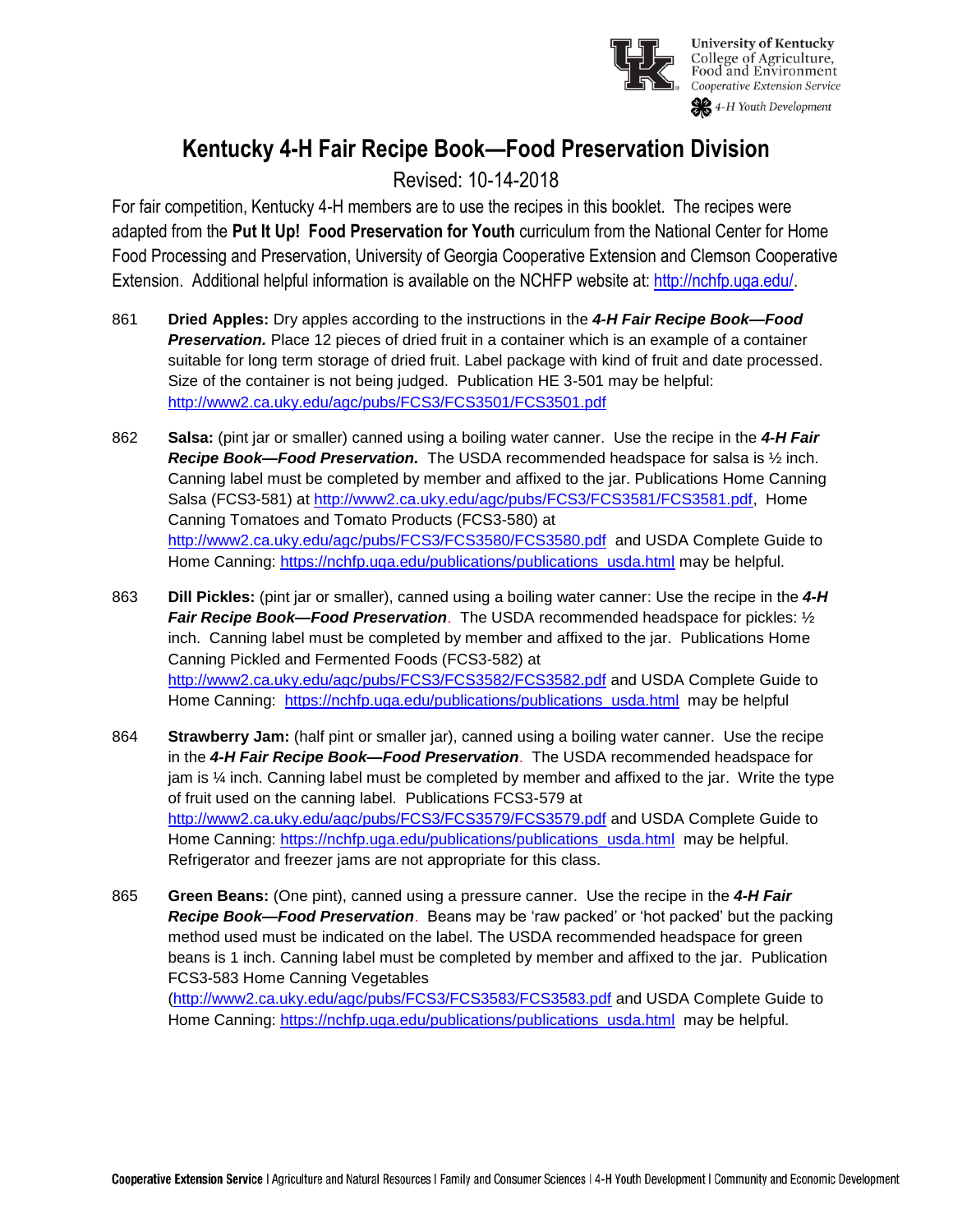University of Kentucky
College of Agriculture, Food and Environment
Cooperative Extension Service
4-H Youth Development

# Kentucky 4-H Fair Recipe Book—Food Preservation Division

Revised: 10-14-2018

For fair competition, Kentucky 4-H members are to use the recipes in this booklet. The recipes were adapted from the **Put It Up! Food Preservation for Youth** curriculum from the National Center for Home Food Processing and Preservation, University of Georgia Cooperative Extension and Clemson Cooperative Extension. Additional helpful information is available on the NCHFP website at: http://nchfp.uga.edu/.

861 **Dried Apples:** Dry apples according to the instructions in the ***4-H Fair Recipe Book—Food Preservation.*** Place 12 pieces of dried fruit in a container which is an example of a container suitable for long term storage of dried fruit. Label package with kind of fruit and date processed. Size of the container is not being judged. Publication HE 3-501 may be helpful: http://www2.ca.uky.edu/agc/pubs/FCS3/FCS3501/FCS3501.pdf

862 **Salsa:** (pint jar or smaller) canned using a boiling water canner. Use the recipe in the ***4-H Fair Recipe Book—Food Preservation.*** The USDA recommended headspace for salsa is ½ inch. Canning label must be completed by member and affixed to the jar. Publications Home Canning Salsa (FCS3-581) at http://www2.ca.uky.edu/agc/pubs/FCS3/FCS3581/FCS3581.pdf, Home Canning Tomatoes and Tomato Products (FCS3-580) at http://www2.ca.uky.edu/agc/pubs/FCS3/FCS3580/FCS3580.pdf and USDA Complete Guide to Home Canning: https://nchfp.uga.edu/publications/publications_usda.html may be helpful.

863 **Dill Pickles:** (pint jar or smaller), canned using a boiling water canner: Use the recipe in the ***4-H Fair Recipe Book—Food Preservation***. The USDA recommended headspace for pickles: ½ inch. Canning label must be completed by member and affixed to the jar. Publications Home Canning Pickled and Fermented Foods (FCS3-582) at http://www2.ca.uky.edu/agc/pubs/FCS3/FCS3582/FCS3582.pdf and USDA Complete Guide to Home Canning: https://nchfp.uga.edu/publications/publications_usda.html may be helpful

864 **Strawberry Jam:** (half pint or smaller jar), canned using a boiling water canner. Use the recipe in the ***4-H Fair Recipe Book—Food Preservation***. The USDA recommended headspace for jam is ¼ inch. Canning label must be completed by member and affixed to the jar. Write the type of fruit used on the canning label. Publications FCS3-579 at http://www2.ca.uky.edu/agc/pubs/FCS3/FCS3579/FCS3579.pdf and USDA Complete Guide to Home Canning: https://nchfp.uga.edu/publications/publications_usda.html may be helpful. Refrigerator and freezer jams are not appropriate for this class.

865 **Green Beans:** (One pint), canned using a pressure canner. Use the recipe in the ***4-H Fair Recipe Book—Food Preservation***. Beans may be 'raw packed' or 'hot packed' but the packing method used must be indicated on the label. The USDA recommended headspace for green beans is 1 inch. Canning label must be completed by member and affixed to the jar. Publication FCS3-583 Home Canning Vegetables (http://www2.ca.uky.edu/agc/pubs/FCS3/FCS3583/FCS3583.pdf and USDA Complete Guide to Home Canning: https://nchfp.uga.edu/publications/publications_usda.html may be helpful.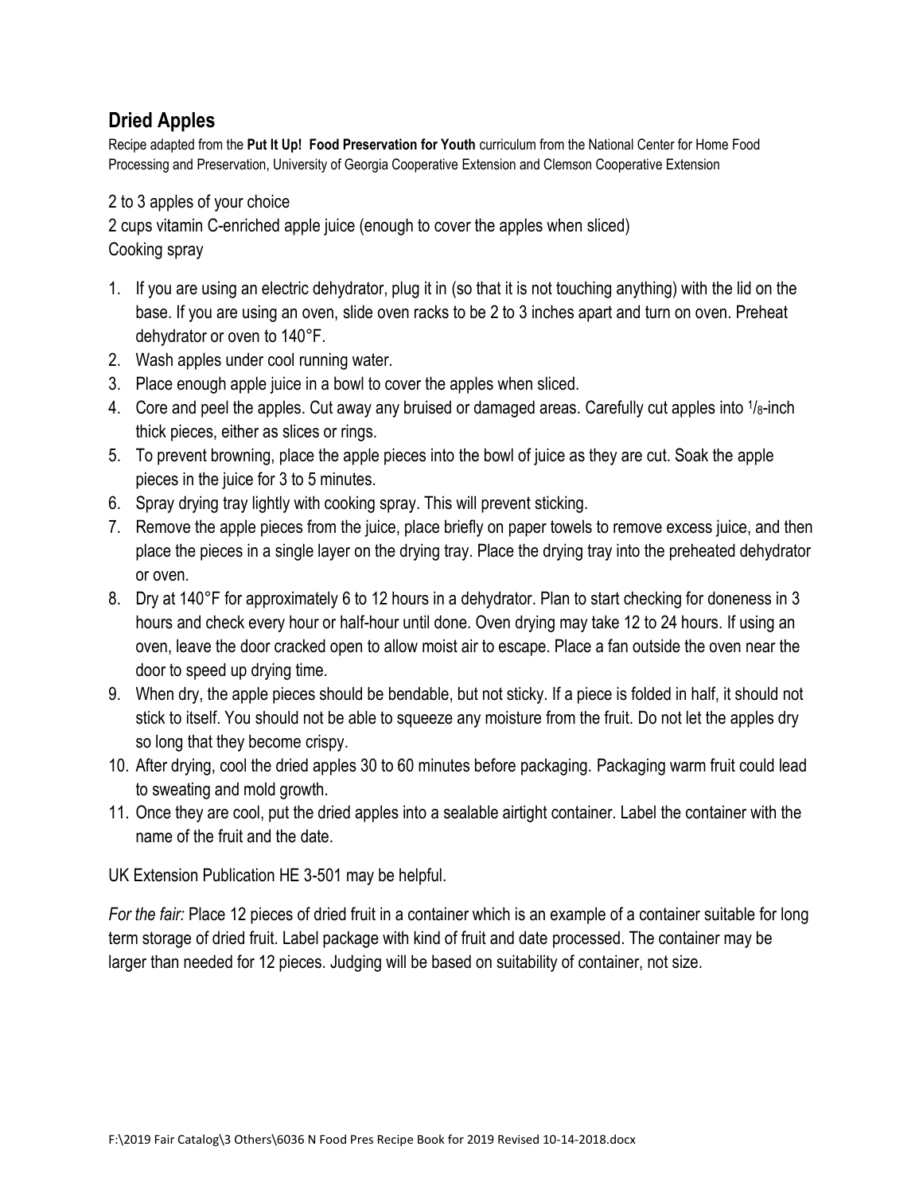## Dried Apples

Recipe adapted from the **Put It Up! Food Preservation for Youth** curriculum from the National Center for Home Food Processing and Preservation, University of Georgia Cooperative Extension and Clemson Cooperative Extension

2 to 3 apples of your choice
2 cups vitamin C-enriched apple juice (enough to cover the apples when sliced)
Cooking spray

1. If you are using an electric dehydrator, plug it in (so that it is not touching anything) with the lid on the base. If you are using an oven, slide oven racks to be 2 to 3 inches apart and turn on oven. Preheat dehydrator or oven to 140°F.
2. Wash apples under cool running water.
3. Place enough apple juice in a bowl to cover the apples when sliced.
4. Core and peel the apples. Cut away any bruised or damaged areas. Carefully cut apples into $^1/_8$-inch thick pieces, either as slices or rings.
5. To prevent browning, place the apple pieces into the bowl of juice as they are cut. Soak the apple pieces in the juice for 3 to 5 minutes.
6. Spray drying tray lightly with cooking spray. This will prevent sticking.
7. Remove the apple pieces from the juice, place briefly on paper towels to remove excess juice, and then place the pieces in a single layer on the drying tray. Place the drying tray into the preheated dehydrator or oven.
8. Dry at 140°F for approximately 6 to 12 hours in a dehydrator. Plan to start checking for doneness in 3 hours and check every hour or half-hour until done. Oven drying may take 12 to 24 hours. If using an oven, leave the door cracked open to allow moist air to escape. Place a fan outside the oven near the door to speed up drying time.
9. When dry, the apple pieces should be bendable, but not sticky. If a piece is folded in half, it should not stick to itself. You should not be able to squeeze any moisture from the fruit. Do not let the apples dry so long that they become crispy.
10. After drying, cool the dried apples 30 to 60 minutes before packaging. Packaging warm fruit could lead to sweating and mold growth.
11. Once they are cool, put the dried apples into a sealable airtight container. Label the container with the name of the fruit and the date.

UK Extension Publication HE 3-501 may be helpful.

*For the fair:* Place 12 pieces of dried fruit in a container which is an example of a container suitable for long term storage of dried fruit. Label package with kind of fruit and date processed. The container may be larger than needed for 12 pieces. Judging will be based on suitability of container, not size.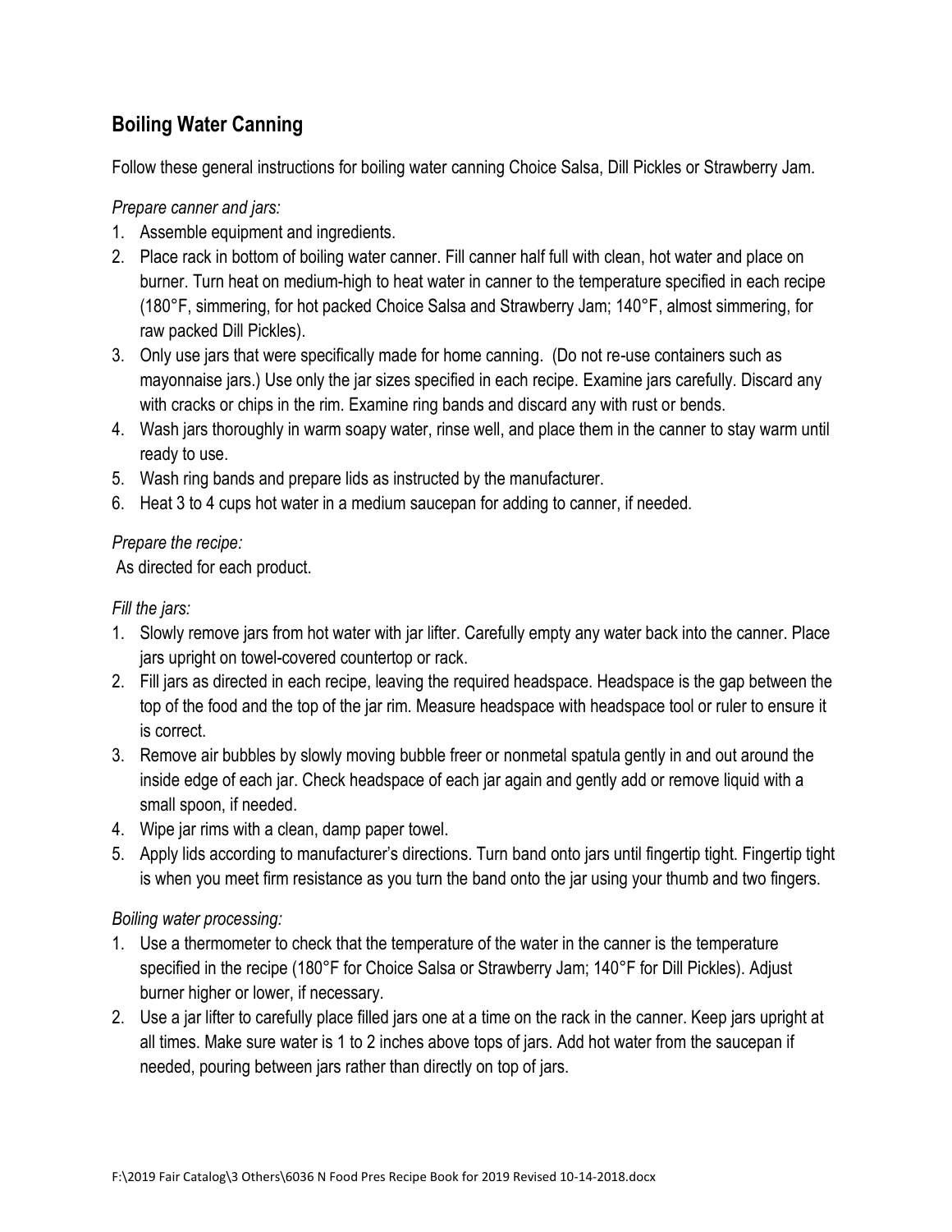## Boiling Water Canning

Follow these general instructions for boiling water canning Choice Salsa, Dill Pickles or Strawberry Jam.

*Prepare canner and jars:*

1. Assemble equipment and ingredients.
2. Place rack in bottom of boiling water canner. Fill canner half full with clean, hot water and place on burner. Turn heat on medium-high to heat water in canner to the temperature specified in each recipe (180°F, simmering, for hot packed Choice Salsa and Strawberry Jam; 140°F, almost simmering, for raw packed Dill Pickles).
3. Only use jars that were specifically made for home canning. (Do not re-use containers such as mayonnaise jars.) Use only the jar sizes specified in each recipe. Examine jars carefully. Discard any with cracks or chips in the rim. Examine ring bands and discard any with rust or bends.
4. Wash jars thoroughly in warm soapy water, rinse well, and place them in the canner to stay warm until ready to use.
5. Wash ring bands and prepare lids as instructed by the manufacturer.
6. Heat 3 to 4 cups hot water in a medium saucepan for adding to canner, if needed.

*Prepare the recipe:*

As directed for each product.

*Fill the jars:*

1. Slowly remove jars from hot water with jar lifter. Carefully empty any water back into the canner. Place jars upright on towel-covered countertop or rack.
2. Fill jars as directed in each recipe, leaving the required headspace. Headspace is the gap between the top of the food and the top of the jar rim. Measure headspace with headspace tool or ruler to ensure it is correct.
3. Remove air bubbles by slowly moving bubble freer or nonmetal spatula gently in and out around the inside edge of each jar. Check headspace of each jar again and gently add or remove liquid with a small spoon, if needed.
4. Wipe jar rims with a clean, damp paper towel.
5. Apply lids according to manufacturer's directions. Turn band onto jars until fingertip tight. Fingertip tight is when you meet firm resistance as you turn the band onto the jar using your thumb and two fingers.

*Boiling water processing:*

1. Use a thermometer to check that the temperature of the water in the canner is the temperature specified in the recipe (180°F for Choice Salsa or Strawberry Jam; 140°F for Dill Pickles). Adjust burner higher or lower, if necessary.
2. Use a jar lifter to carefully place filled jars one at a time on the rack in the canner. Keep jars upright at all times. Make sure water is 1 to 2 inches above tops of jars. Add hot water from the saucepan if needed, pouring between jars rather than directly on top of jars.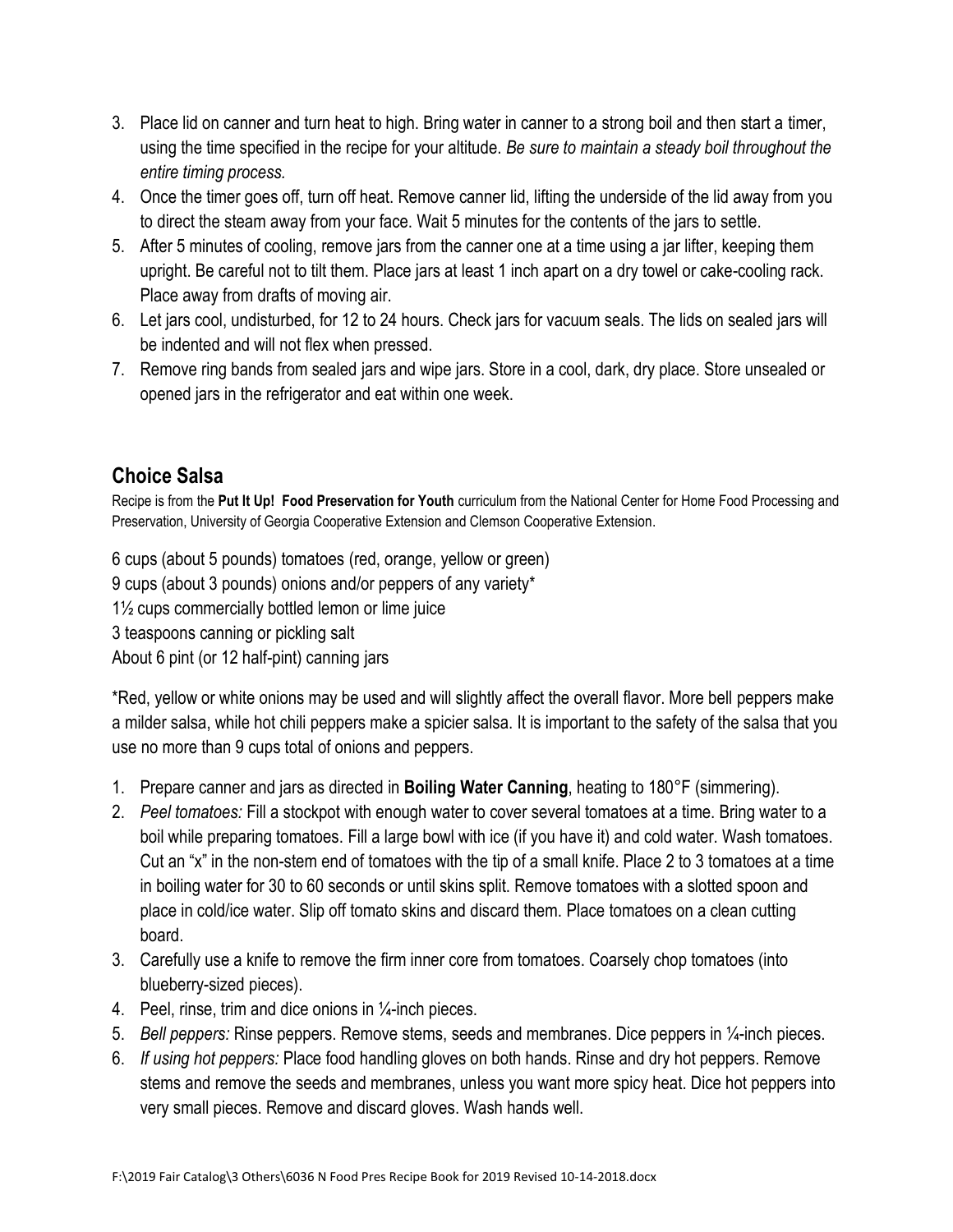3. Place lid on canner and turn heat to high. Bring water in canner to a strong boil and then start a timer, using the time specified in the recipe for your altitude. *Be sure to maintain a steady boil throughout the entire timing process.*
4. Once the timer goes off, turn off heat. Remove canner lid, lifting the underside of the lid away from you to direct the steam away from your face. Wait 5 minutes for the contents of the jars to settle.
5. After 5 minutes of cooling, remove jars from the canner one at a time using a jar lifter, keeping them upright. Be careful not to tilt them. Place jars at least 1 inch apart on a dry towel or cake-cooling rack. Place away from drafts of moving air.
6. Let jars cool, undisturbed, for 12 to 24 hours. Check jars for vacuum seals. The lids on sealed jars will be indented and will not flex when pressed.
7. Remove ring bands from sealed jars and wipe jars. Store in a cool, dark, dry place. Store unsealed or opened jars in the refrigerator and eat within one week.

## Choice Salsa

Recipe is from the **Put It Up! Food Preservation for Youth** curriculum from the National Center for Home Food Processing and Preservation, University of Georgia Cooperative Extension and Clemson Cooperative Extension.

6 cups (about 5 pounds) tomatoes (red, orange, yellow or green)
9 cups (about 3 pounds) onions and/or peppers of any variety*
1½ cups commercially bottled lemon or lime juice
3 teaspoons canning or pickling salt
About 6 pint (or 12 half-pint) canning jars

*Red, yellow or white onions may be used and will slightly affect the overall flavor. More bell peppers make a milder salsa, while hot chili peppers make a spicier salsa. It is important to the safety of the salsa that you use no more than 9 cups total of onions and peppers.

1. Prepare canner and jars as directed in **Boiling Water Canning**, heating to 180°F (simmering).
2. *Peel tomatoes:* Fill a stockpot with enough water to cover several tomatoes at a time. Bring water to a boil while preparing tomatoes. Fill a large bowl with ice (if you have it) and cold water. Wash tomatoes. Cut an "x" in the non-stem end of tomatoes with the tip of a small knife. Place 2 to 3 tomatoes at a time in boiling water for 30 to 60 seconds or until skins split. Remove tomatoes with a slotted spoon and place in cold/ice water. Slip off tomato skins and discard them. Place tomatoes on a clean cutting board.
3. Carefully use a knife to remove the firm inner core from tomatoes. Coarsely chop tomatoes (into blueberry-sized pieces).
4. Peel, rinse, trim and dice onions in ¼-inch pieces.
5. *Bell peppers:* Rinse peppers. Remove stems, seeds and membranes. Dice peppers in ¼-inch pieces.
6. *If using hot peppers:* Place food handling gloves on both hands. Rinse and dry hot peppers. Remove stems and remove the seeds and membranes, unless you want more spicy heat. Dice hot peppers into very small pieces. Remove and discard gloves. Wash hands well.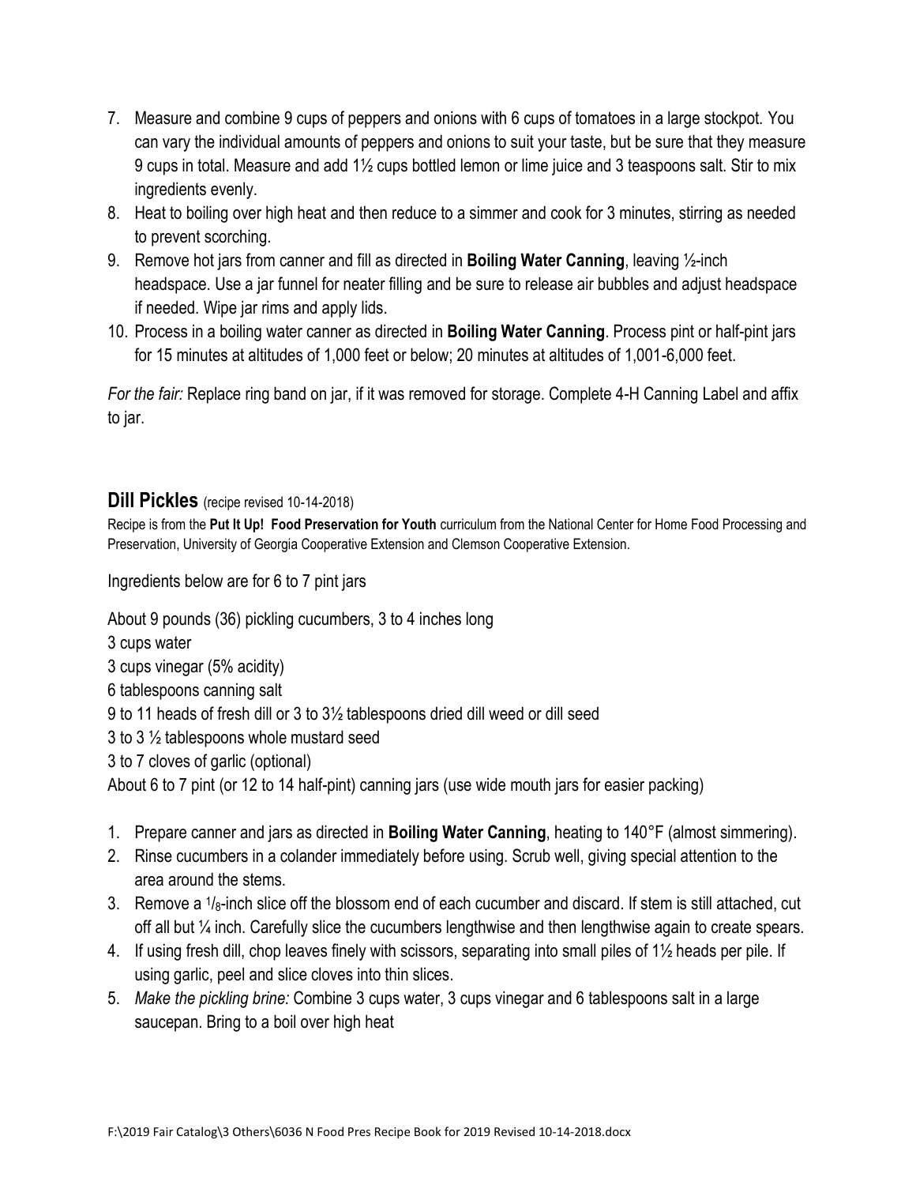7. Measure and combine 9 cups of peppers and onions with 6 cups of tomatoes in a large stockpot. You can vary the individual amounts of peppers and onions to suit your taste, but be sure that they measure 9 cups in total. Measure and add 1½ cups bottled lemon or lime juice and 3 teaspoons salt. Stir to mix ingredients evenly.
8. Heat to boiling over high heat and then reduce to a simmer and cook for 3 minutes, stirring as needed to prevent scorching.
9. Remove hot jars from canner and fill as directed in **Boiling Water Canning**, leaving ½-inch headspace. Use a jar funnel for neater filling and be sure to release air bubbles and adjust headspace if needed. Wipe jar rims and apply lids.
10. Process in a boiling water canner as directed in **Boiling Water Canning**. Process pint or half-pint jars for 15 minutes at altitudes of 1,000 feet or below; 20 minutes at altitudes of 1,001-6,000 feet.

*For the fair:* Replace ring band on jar, if it was removed for storage. Complete 4-H Canning Label and affix to jar.

## Dill Pickles (recipe revised 10-14-2018)

Recipe is from the **Put It Up! Food Preservation for Youth** curriculum from the National Center for Home Food Processing and Preservation, University of Georgia Cooperative Extension and Clemson Cooperative Extension.

Ingredients below are for 6 to 7 pint jars

About 9 pounds (36) pickling cucumbers, 3 to 4 inches long
3 cups water
3 cups vinegar (5% acidity)
6 tablespoons canning salt
9 to 11 heads of fresh dill or 3 to 3½ tablespoons dried dill weed or dill seed
3 to 3 ½ tablespoons whole mustard seed
3 to 7 cloves of garlic (optional)
About 6 to 7 pint (or 12 to 14 half-pint) canning jars (use wide mouth jars for easier packing)

1. Prepare canner and jars as directed in **Boiling Water Canning**, heating to 140°F (almost simmering).
2. Rinse cucumbers in a colander immediately before using. Scrub well, giving special attention to the area around the stems.
3. Remove a ⅛-inch slice off the blossom end of each cucumber and discard. If stem is still attached, cut off all but ¼ inch. Carefully slice the cucumbers lengthwise and then lengthwise again to create spears.
4. If using fresh dill, chop leaves finely with scissors, separating into small piles of 1½ heads per pile. If using garlic, peel and slice cloves into thin slices.
5. *Make the pickling brine:* Combine 3 cups water, 3 cups vinegar and 6 tablespoons salt in a large saucepan. Bring to a boil over high heat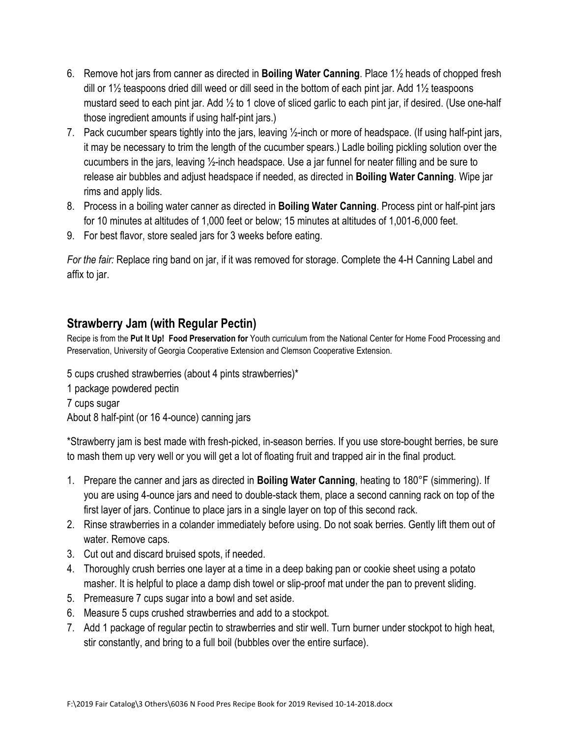6. Remove hot jars from canner as directed in **Boiling Water Canning**. Place 1½ heads of chopped fresh dill or 1½ teaspoons dried dill weed or dill seed in the bottom of each pint jar. Add 1½ teaspoons mustard seed to each pint jar. Add ½ to 1 clove of sliced garlic to each pint jar, if desired. (Use one-half those ingredient amounts if using half-pint jars.)
7. Pack cucumber spears tightly into the jars, leaving ½-inch or more of headspace. (If using half-pint jars, it may be necessary to trim the length of the cucumber spears.) Ladle boiling pickling solution over the cucumbers in the jars, leaving ½-inch headspace. Use a jar funnel for neater filling and be sure to release air bubbles and adjust headspace if needed, as directed in **Boiling Water Canning**. Wipe jar rims and apply lids.
8. Process in a boiling water canner as directed in **Boiling Water Canning**. Process pint or half-pint jars for 10 minutes at altitudes of 1,000 feet or below; 15 minutes at altitudes of 1,001-6,000 feet.
9. For best flavor, store sealed jars for 3 weeks before eating.

*For the fair:* Replace ring band on jar, if it was removed for storage. Complete the 4-H Canning Label and affix to jar.

## Strawberry Jam (with Regular Pectin)

Recipe is from the **Put It Up! Food Preservation for** Youth curriculum from the National Center for Home Food Processing and Preservation, University of Georgia Cooperative Extension and Clemson Cooperative Extension.

5 cups crushed strawberries (about 4 pints strawberries)*
1 package powdered pectin
7 cups sugar
About 8 half-pint (or 16 4-ounce) canning jars

*Strawberry jam is best made with fresh-picked, in-season berries. If you use store-bought berries, be sure to mash them up very well or you will get a lot of floating fruit and trapped air in the final product.

1. Prepare the canner and jars as directed in **Boiling Water Canning**, heating to 180°F (simmering). If you are using 4-ounce jars and need to double-stack them, place a second canning rack on top of the first layer of jars. Continue to place jars in a single layer on top of this second rack.
2. Rinse strawberries in a colander immediately before using. Do not soak berries. Gently lift them out of water. Remove caps.
3. Cut out and discard bruised spots, if needed.
4. Thoroughly crush berries one layer at a time in a deep baking pan or cookie sheet using a potato masher. It is helpful to place a damp dish towel or slip-proof mat under the pan to prevent sliding.
5. Premeasure 7 cups sugar into a bowl and set aside.
6. Measure 5 cups crushed strawberries and add to a stockpot.
7. Add 1 package of regular pectin to strawberries and stir well. Turn burner under stockpot to high heat, stir constantly, and bring to a full boil (bubbles over the entire surface).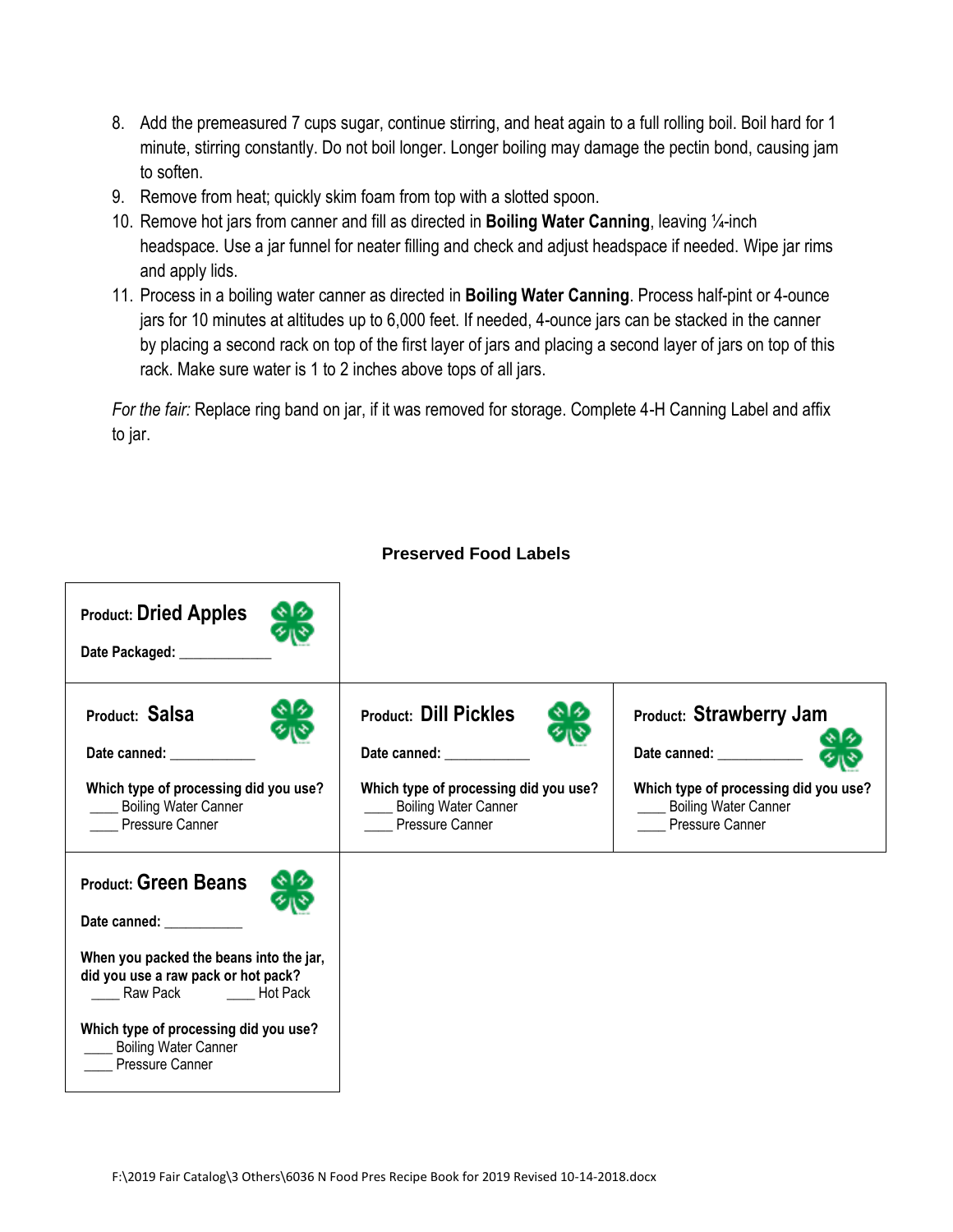8. Add the premeasured 7 cups sugar, continue stirring, and heat again to a full rolling boil. Boil hard for 1 minute, stirring constantly. Do not boil longer. Longer boiling may damage the pectin bond, causing jam to soften.
9. Remove from heat; quickly skim foam from top with a slotted spoon.
10. Remove hot jars from canner and fill as directed in **Boiling Water Canning**, leaving ¼-inch headspace. Use a jar funnel for neater filling and check and adjust headspace if needed. Wipe jar rims and apply lids.
11. Process in a boiling water canner as directed in **Boiling Water Canning**. Process half-pint or 4-ounce jars for 10 minutes at altitudes up to 6,000 feet. If needed, 4-ounce jars can be stacked in the canner by placing a second rack on top of the first layer of jars and placing a second layer of jars on top of this rack. Make sure water is 1 to 2 inches above tops of all jars.

*For the fair:* Replace ring band on jar, if it was removed for storage. Complete 4-H Canning Label and affix to jar.

## Preserved Food Labels

**Product: Dried Apples**

**Date Packaged:** ____________

---

**Product: Salsa**

**Date canned:** ____________

**Which type of processing did you use?**
____ Boiling Water Canner
____ Pressure Canner

---

**Product: Dill Pickles**

**Date canned:** ____________

**Which type of processing did you use?**
____ Boiling Water Canner
____ Pressure Canner

---

**Product: Strawberry Jam**

**Date canned:** ____________

**Which type of processing did you use?**
____ Boiling Water Canner
____ Pressure Canner

---

**Product: Green Beans**

**Date canned:** ___________

**When you packed the beans into the jar, did you use a raw pack or hot pack?**
____ Raw Pack ____ Hot Pack

**Which type of processing did you use?**
____ Boiling Water Canner
____ Pressure Canner

F:\2019 Fair Catalog\3 Others\6036 N Food Pres Recipe Book for 2019 Revised 10-14-2018.docx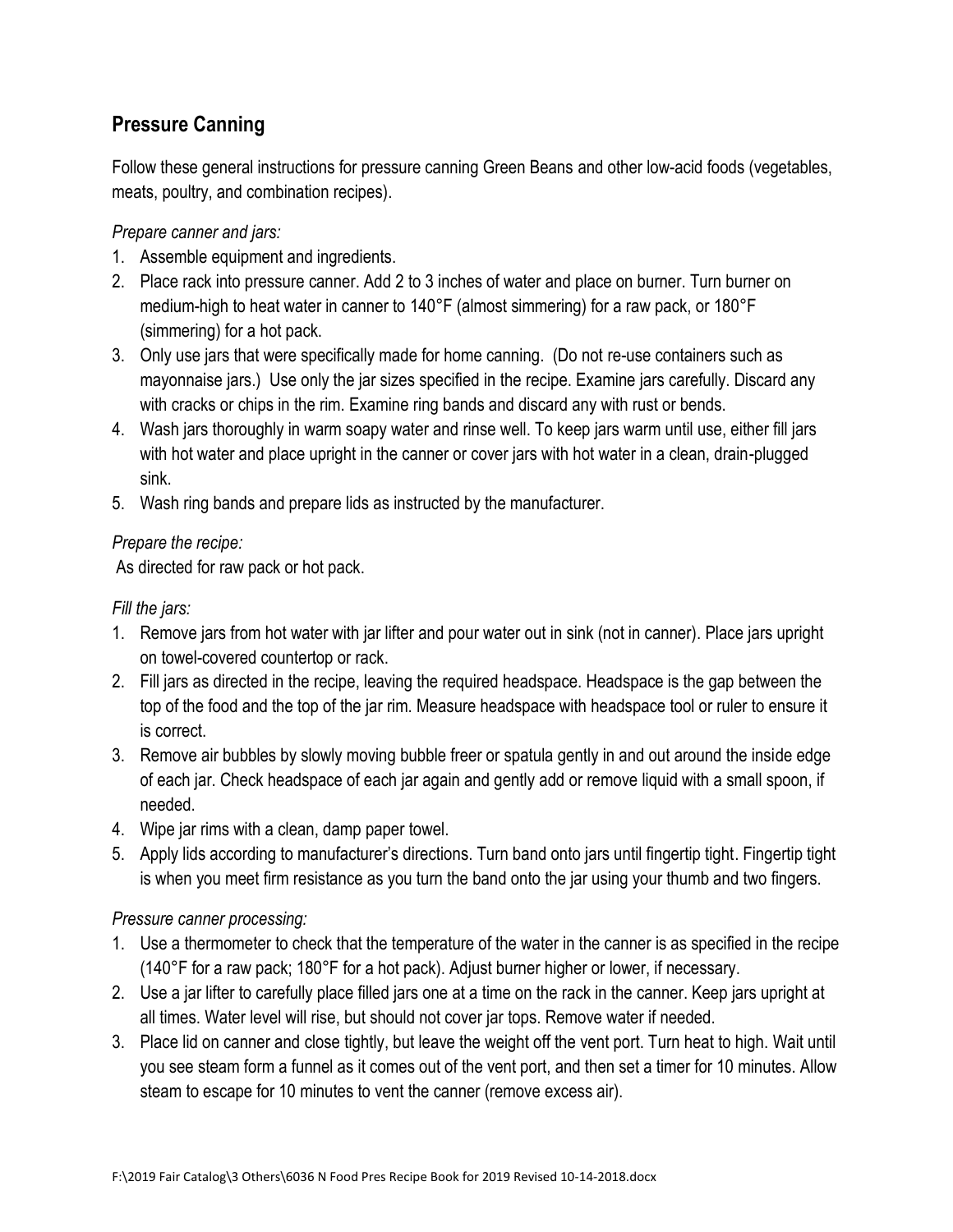## Pressure Canning

Follow these general instructions for pressure canning Green Beans and other low-acid foods (vegetables, meats, poultry, and combination recipes).

*Prepare canner and jars:*

1. Assemble equipment and ingredients.
2. Place rack into pressure canner. Add 2 to 3 inches of water and place on burner. Turn burner on medium-high to heat water in canner to 140°F (almost simmering) for a raw pack, or 180°F (simmering) for a hot pack.
3. Only use jars that were specifically made for home canning. (Do not re-use containers such as mayonnaise jars.) Use only the jar sizes specified in the recipe. Examine jars carefully. Discard any with cracks or chips in the rim. Examine ring bands and discard any with rust or bends.
4. Wash jars thoroughly in warm soapy water and rinse well. To keep jars warm until use, either fill jars with hot water and place upright in the canner or cover jars with hot water in a clean, drain-plugged sink.
5. Wash ring bands and prepare lids as instructed by the manufacturer.

*Prepare the recipe:*

As directed for raw pack or hot pack.

*Fill the jars:*

1. Remove jars from hot water with jar lifter and pour water out in sink (not in canner). Place jars upright on towel-covered countertop or rack.
2. Fill jars as directed in the recipe, leaving the required headspace. Headspace is the gap between the top of the food and the top of the jar rim. Measure headspace with headspace tool or ruler to ensure it is correct.
3. Remove air bubbles by slowly moving bubble freer or spatula gently in and out around the inside edge of each jar. Check headspace of each jar again and gently add or remove liquid with a small spoon, if needed.
4. Wipe jar rims with a clean, damp paper towel.
5. Apply lids according to manufacturer's directions. Turn band onto jars until fingertip tight. Fingertip tight is when you meet firm resistance as you turn the band onto the jar using your thumb and two fingers.

*Pressure canner processing:*

1. Use a thermometer to check that the temperature of the water in the canner is as specified in the recipe (140°F for a raw pack; 180°F for a hot pack). Adjust burner higher or lower, if necessary.
2. Use a jar lifter to carefully place filled jars one at a time on the rack in the canner. Keep jars upright at all times. Water level will rise, but should not cover jar tops. Remove water if needed.
3. Place lid on canner and close tightly, but leave the weight off the vent port. Turn heat to high. Wait until you see steam form a funnel as it comes out of the vent port, and then set a timer for 10 minutes. Allow steam to escape for 10 minutes to vent the canner (remove excess air).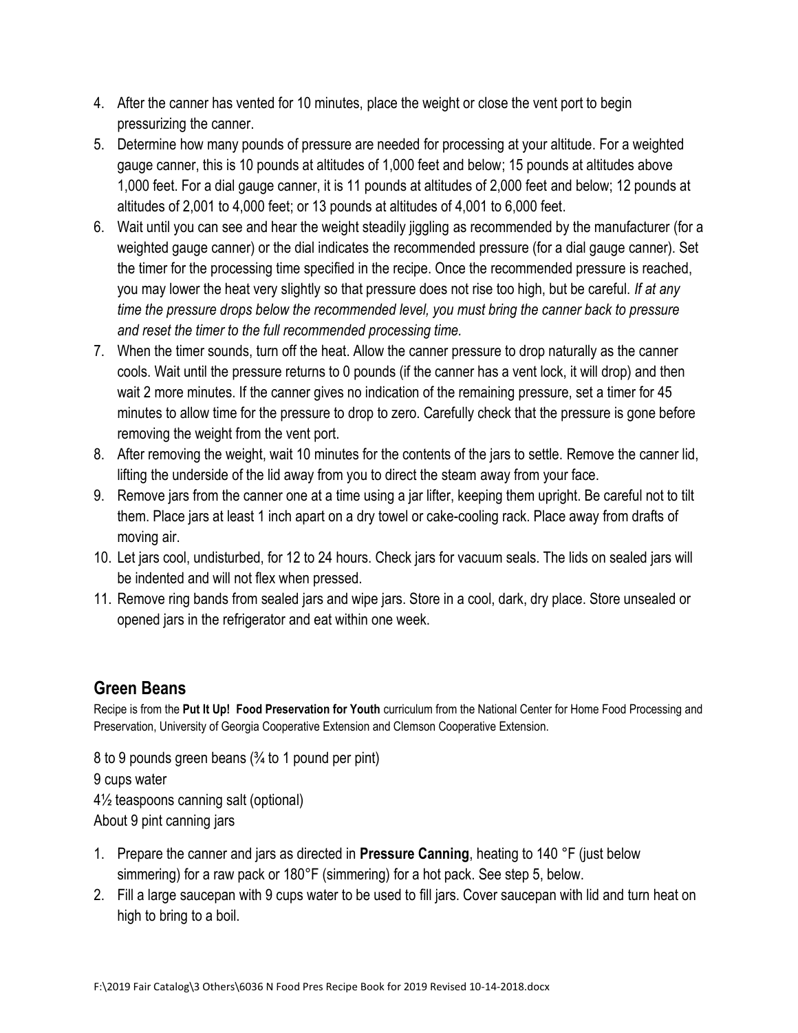4. After the canner has vented for 10 minutes, place the weight or close the vent port to begin pressurizing the canner.
5. Determine how many pounds of pressure are needed for processing at your altitude. For a weighted gauge canner, this is 10 pounds at altitudes of 1,000 feet and below; 15 pounds at altitudes above 1,000 feet. For a dial gauge canner, it is 11 pounds at altitudes of 2,000 feet and below; 12 pounds at altitudes of 2,001 to 4,000 feet; or 13 pounds at altitudes of 4,001 to 6,000 feet.
6. Wait until you can see and hear the weight steadily jiggling as recommended by the manufacturer (for a weighted gauge canner) or the dial indicates the recommended pressure (for a dial gauge canner). Set the timer for the processing time specified in the recipe. Once the recommended pressure is reached, you may lower the heat very slightly so that pressure does not rise too high, but be careful. *If at any time the pressure drops below the recommended level, you must bring the canner back to pressure and reset the timer to the full recommended processing time.*
7. When the timer sounds, turn off the heat. Allow the canner pressure to drop naturally as the canner cools. Wait until the pressure returns to 0 pounds (if the canner has a vent lock, it will drop) and then wait 2 more minutes. If the canner gives no indication of the remaining pressure, set a timer for 45 minutes to allow time for the pressure to drop to zero. Carefully check that the pressure is gone before removing the weight from the vent port.
8. After removing the weight, wait 10 minutes for the contents of the jars to settle. Remove the canner lid, lifting the underside of the lid away from you to direct the steam away from your face.
9. Remove jars from the canner one at a time using a jar lifter, keeping them upright. Be careful not to tilt them. Place jars at least 1 inch apart on a dry towel or cake-cooling rack. Place away from drafts of moving air.
10. Let jars cool, undisturbed, for 12 to 24 hours. Check jars for vacuum seals. The lids on sealed jars will be indented and will not flex when pressed.
11. Remove ring bands from sealed jars and wipe jars. Store in a cool, dark, dry place. Store unsealed or opened jars in the refrigerator and eat within one week.

## Green Beans

Recipe is from the **Put It Up! Food Preservation for Youth** curriculum from the National Center for Home Food Processing and Preservation, University of Georgia Cooperative Extension and Clemson Cooperative Extension.

8 to 9 pounds green beans (¾ to 1 pound per pint)
9 cups water
4½ teaspoons canning salt (optional)
About 9 pint canning jars

1. Prepare the canner and jars as directed in **Pressure Canning**, heating to 140 °F (just below simmering) for a raw pack or 180°F (simmering) for a hot pack. See step 5, below.
2. Fill a large saucepan with 9 cups water to be used to fill jars. Cover saucepan with lid and turn heat on high to bring to a boil.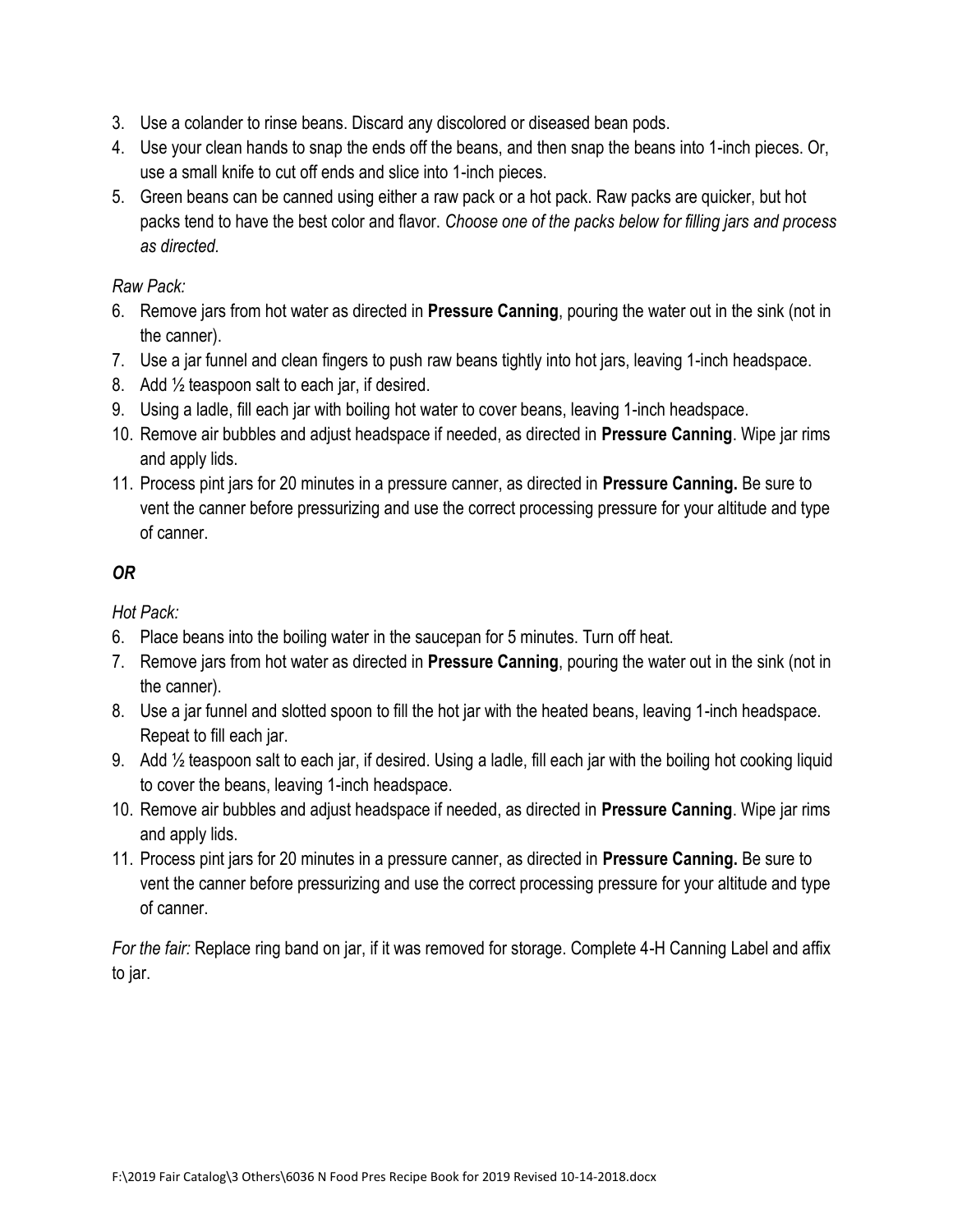3. Use a colander to rinse beans. Discard any discolored or diseased bean pods.
4. Use your clean hands to snap the ends off the beans, and then snap the beans into 1-inch pieces. Or, use a small knife to cut off ends and slice into 1-inch pieces.
5. Green beans can be canned using either a raw pack or a hot pack. Raw packs are quicker, but hot packs tend to have the best color and flavor. *Choose one of the packs below for filling jars and process as directed.*

*Raw Pack:*

6. Remove jars from hot water as directed in **Pressure Canning**, pouring the water out in the sink (not in the canner).
7. Use a jar funnel and clean fingers to push raw beans tightly into hot jars, leaving 1-inch headspace.
8. Add ½ teaspoon salt to each jar, if desired.
9. Using a ladle, fill each jar with boiling hot water to cover beans, leaving 1-inch headspace.
10. Remove air bubbles and adjust headspace if needed, as directed in **Pressure Canning**. Wipe jar rims and apply lids.
11. Process pint jars for 20 minutes in a pressure canner, as directed in **Pressure Canning.** Be sure to vent the canner before pressurizing and use the correct processing pressure for your altitude and type of canner.

***OR***

*Hot Pack:*

6. Place beans into the boiling water in the saucepan for 5 minutes. Turn off heat.
7. Remove jars from hot water as directed in **Pressure Canning**, pouring the water out in the sink (not in the canner).
8. Use a jar funnel and slotted spoon to fill the hot jar with the heated beans, leaving 1-inch headspace. Repeat to fill each jar.
9. Add ½ teaspoon salt to each jar, if desired. Using a ladle, fill each jar with the boiling hot cooking liquid to cover the beans, leaving 1-inch headspace.
10. Remove air bubbles and adjust headspace if needed, as directed in **Pressure Canning**. Wipe jar rims and apply lids.
11. Process pint jars for 20 minutes in a pressure canner, as directed in **Pressure Canning.** Be sure to vent the canner before pressurizing and use the correct processing pressure for your altitude and type of canner.

*For the fair:* Replace ring band on jar, if it was removed for storage. Complete 4-H Canning Label and affix to jar.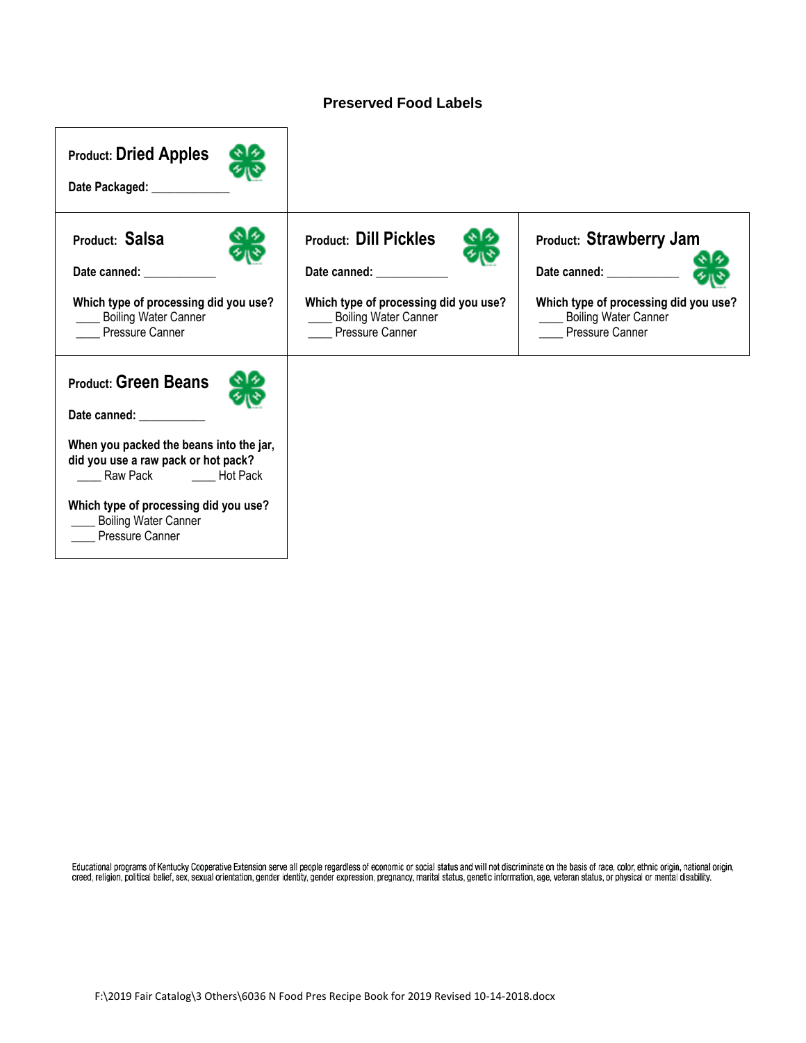## Preserved Food Labels

**Product: Dried Apples**

**Date Packaged:** ____________

---

**Product: Salsa**

**Date canned:** ___________

**Which type of processing did you use?**

____ Boiling Water Canner
____ Pressure Canner

---

**Product: Dill Pickles**

**Date canned:** ___________

**Which type of processing did you use?**

____ Boiling Water Canner
____ Pressure Canner

---

**Product: Strawberry Jam**

**Date canned:** ___________

**Which type of processing did you use?**

____ Boiling Water Canner
____ Pressure Canner

---

**Product: Green Beans**

**Date canned:** __________

**When you packed the beans into the jar, did you use a raw pack or hot pack?**

____ Raw Pack ____ Hot Pack

**Which type of processing did you use?**

____ Boiling Water Canner
____ Pressure Canner

---

Educational programs of Kentucky Cooperative Extension serve all people regardless of economic or social status and will not discriminate on the basis of race, color, ethnic origin, national origin, creed, religion, political belief, sex, sexual orientation, gender identity, gender expression, pregnancy, marital status, genetic information, age, veteran status, or physical or mental disability.

F:\2019 Fair Catalog\3 Others\6036 N Food Pres Recipe Book for 2019 Revised 10-14-2018.docx